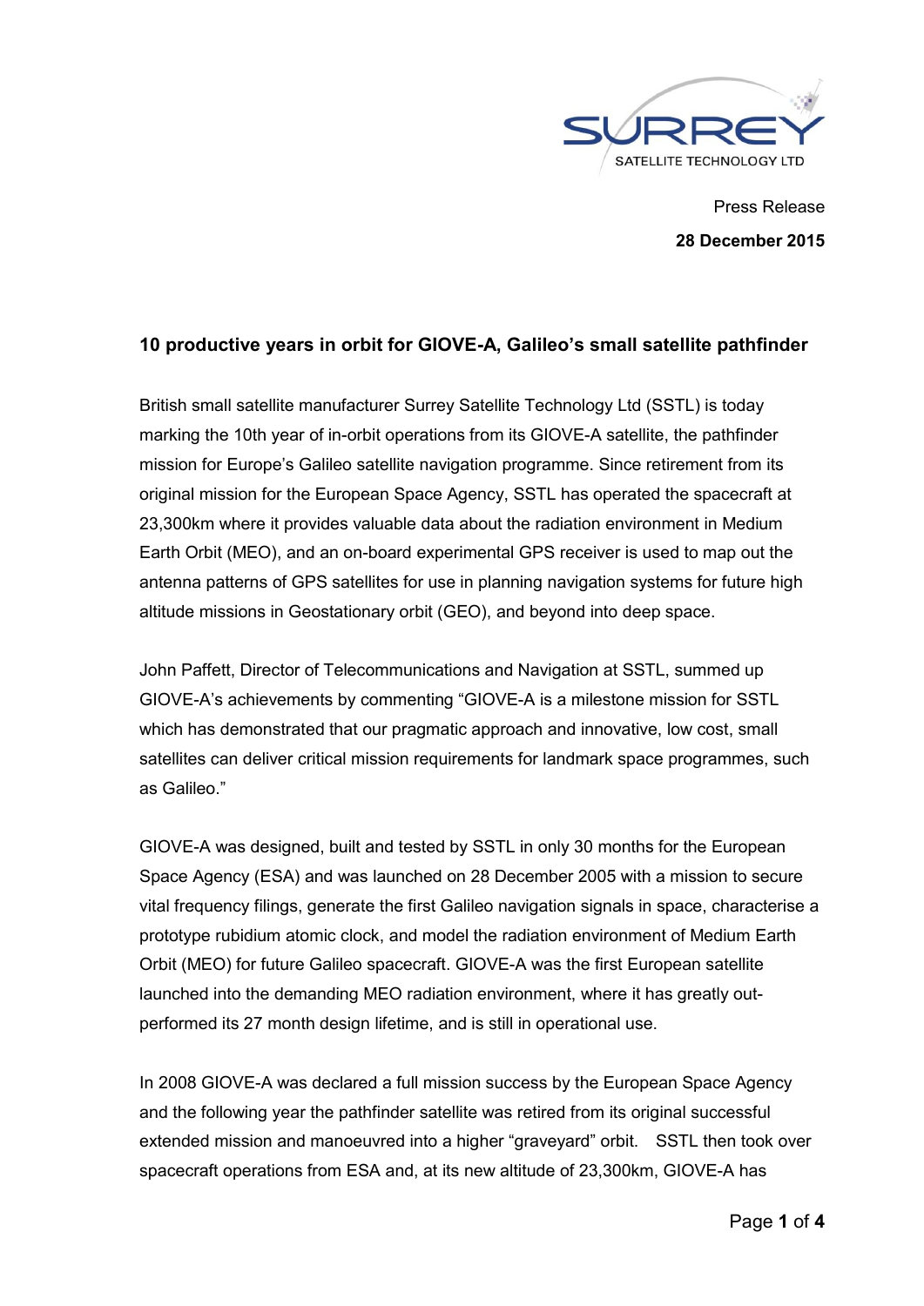Press Release

**28 December 2015**

## 10 productive years in orbit for GIOVE-A, Galileo's small satellite pathfinder

British small satellite manufacturer Surrey Satellite Technology Ltd (SSTL) is today marking the 10th year of in-orbit operations from its GIOVE-A satellite, the pathfinder mission for Europe's Galileo satellite navigation programme. Since retirement from its original mission for the European Space Agency, SSTL has operated the spacecraft at 23,300km where it provides valuable data about the radiation environment in Medium Earth Orbit (MEO), and an on-board experimental GPS receiver is used to map out the antenna patterns of GPS satellites for use in planning navigation systems for future high altitude missions in Geostationary orbit (GEO), and beyond into deep space.

John Paffett, Director of Telecommunications and Navigation at SSTL, summed up GIOVE-A's achievements by commenting "GIOVE-A is a milestone mission for SSTL which has demonstrated that our pragmatic approach and innovative, low cost, small satellites can deliver critical mission requirements for landmark space programmes, such as Galileo."

GIOVE-A was designed, built and tested by SSTL in only 30 months for the European Space Agency (ESA) and was launched on 28 December 2005 with a mission to secure vital frequency filings, generate the first Galileo navigation signals in space, characterise a prototype rubidium atomic clock, and model the radiation environment of Medium Earth Orbit (MEO) for future Galileo spacecraft. GIOVE-A was the first European satellite launched into the demanding MEO radiation environment, where it has greatly out-performed its 27 month design lifetime, and is still in operational use.

In 2008 GIOVE-A was declared a full mission success by the European Space Agency and the following year the pathfinder satellite was retired from its original successful extended mission and manoeuvred into a higher "graveyard" orbit. SSTL then took over spacecraft operations from ESA and, at its new altitude of 23,300km, GIOVE-A has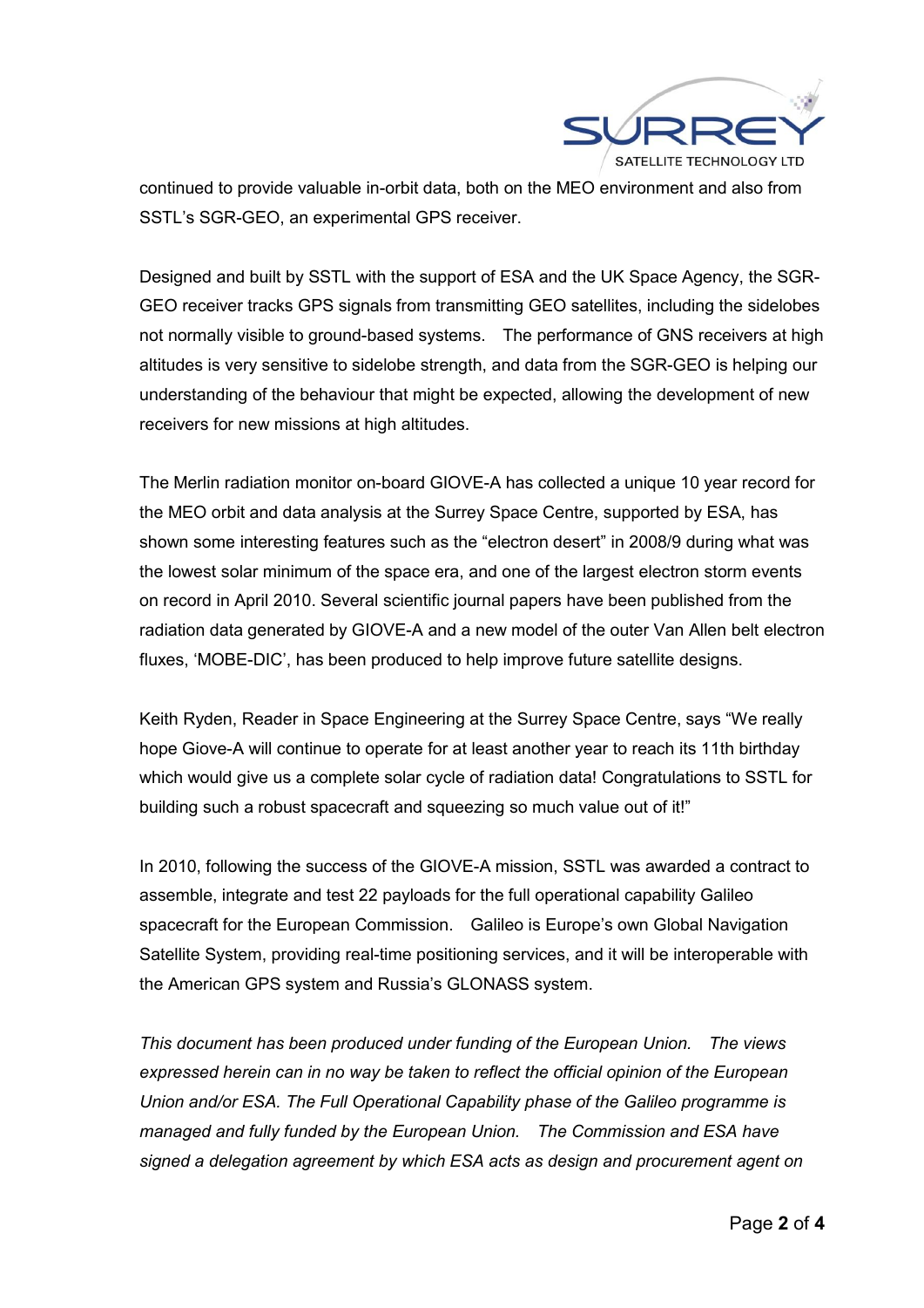continued to provide valuable in-orbit data, both on the MEO environment and also from SSTL's SGR-GEO, an experimental GPS receiver.

Designed and built by SSTL with the support of ESA and the UK Space Agency, the SGR-GEO receiver tracks GPS signals from transmitting GEO satellites, including the sidelobes not normally visible to ground-based systems. The performance of GNS receivers at high altitudes is very sensitive to sidelobe strength, and data from the SGR-GEO is helping our understanding of the behaviour that might be expected, allowing the development of new receivers for new missions at high altitudes.

The Merlin radiation monitor on-board GIOVE-A has collected a unique 10 year record for the MEO orbit and data analysis at the Surrey Space Centre, supported by ESA, has shown some interesting features such as the "electron desert" in 2008/9 during what was the lowest solar minimum of the space era, and one of the largest electron storm events on record in April 2010. Several scientific journal papers have been published from the radiation data generated by GIOVE-A and a new model of the outer Van Allen belt electron fluxes, 'MOBE-DIC', has been produced to help improve future satellite designs.

Keith Ryden, Reader in Space Engineering at the Surrey Space Centre, says "We really hope Giove-A will continue to operate for at least another year to reach its 11th birthday which would give us a complete solar cycle of radiation data! Congratulations to SSTL for building such a robust spacecraft and squeezing so much value out of it!"

In 2010, following the success of the GIOVE-A mission, SSTL was awarded a contract to assemble, integrate and test 22 payloads for the full operational capability Galileo spacecraft for the European Commission. Galileo is Europe's own Global Navigation Satellite System, providing real-time positioning services, and it will be interoperable with the American GPS system and Russia's GLONASS system.

*This document has been produced under funding of the European Union. The views expressed herein can in no way be taken to reflect the official opinion of the European Union and/or ESA. The Full Operational Capability phase of the Galileo programme is managed and fully funded by the European Union. The Commission and ESA have signed a delegation agreement by which ESA acts as design and procurement agent on*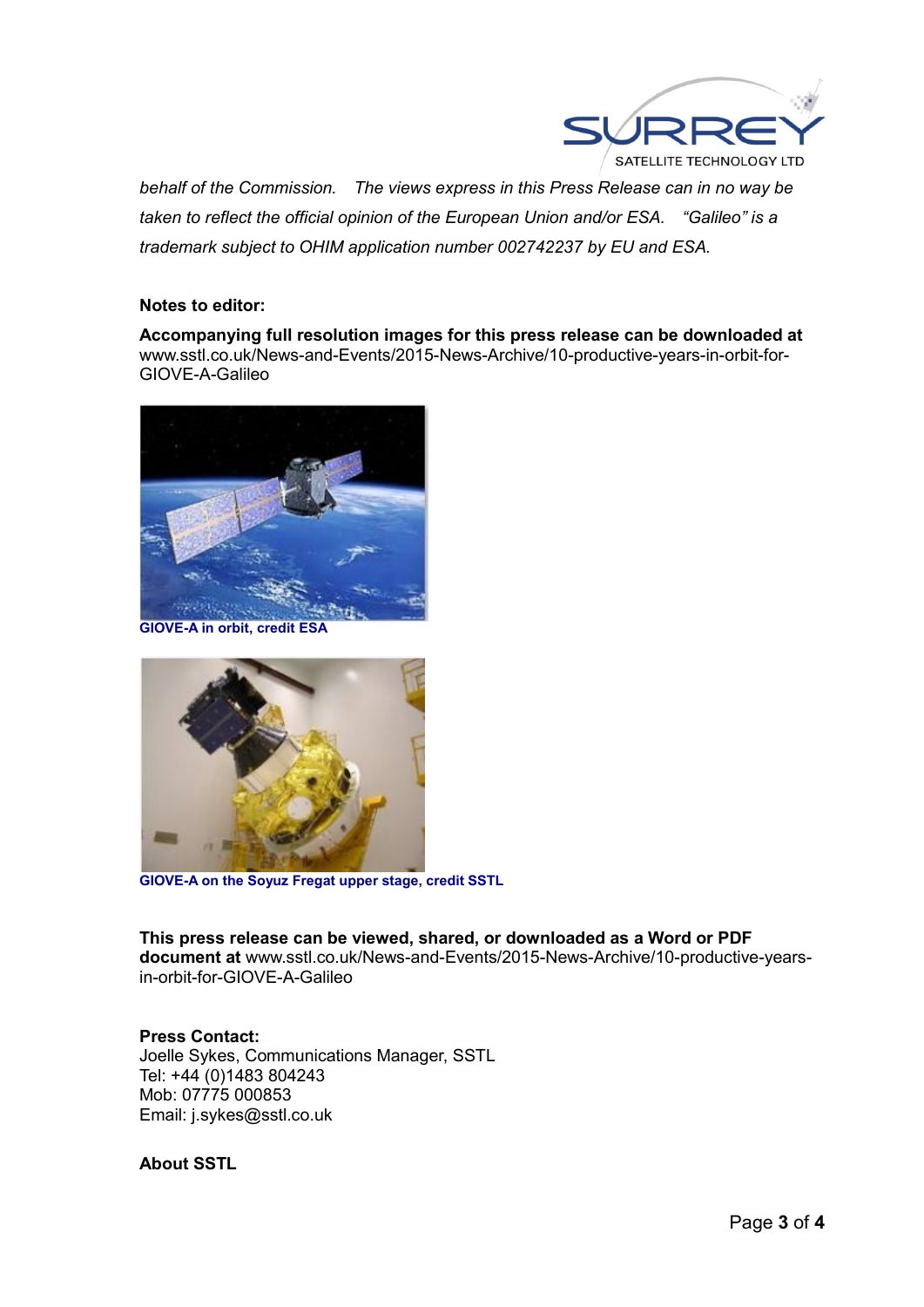*behalf of the Commission. The views express in this Press Release can in no way be taken to reflect the official opinion of the European Union and/or ESA. "Galileo" is a trademark subject to OHIM application number 002742237 by EU and ESA.*

**Notes to editor:**

**Accompanying full resolution images for this press release can be downloaded at** www.sstl.co.uk/News-and-Events/2015-News-Archive/10-productive-years-in-orbit-for-GIOVE-A-Galileo

**GIOVE-A in orbit, credit ESA**

**GIOVE-A on the Soyuz Fregat upper stage, credit SSTL**

**This press release can be viewed, shared, or downloaded as a Word or PDF document at** www.sstl.co.uk/News-and-Events/2015-News-Archive/10-productive-years-in-orbit-for-GIOVE-A-Galileo

**Press Contact:**
Joelle Sykes, Communications Manager, SSTL
Tel: +44 (0)1483 804243
Mob: 07775 000853
Email: j.sykes@sstl.co.uk

**About SSTL**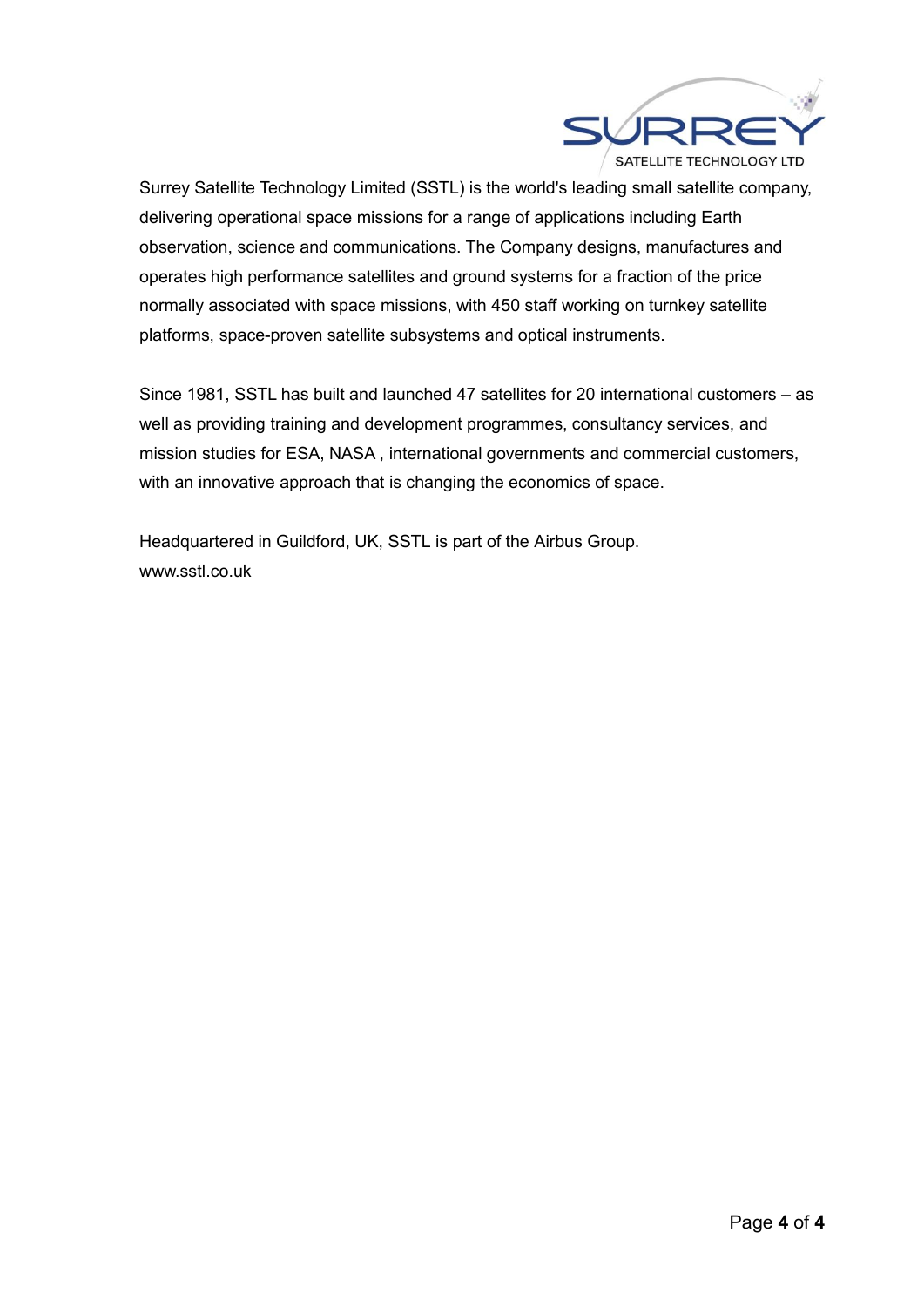Surrey Satellite Technology Limited (SSTL) is the world's leading small satellite company, delivering operational space missions for a range of applications including Earth observation, science and communications. The Company designs, manufactures and operates high performance satellites and ground systems for a fraction of the price normally associated with space missions, with 450 staff working on turnkey satellite platforms, space-proven satellite subsystems and optical instruments.

Since 1981, SSTL has built and launched 47 satellites for 20 international customers – as well as providing training and development programmes, consultancy services, and mission studies for ESA, NASA , international governments and commercial customers, with an innovative approach that is changing the economics of space.

Headquartered in Guildford, UK, SSTL is part of the Airbus Group.
www.sstl.co.uk